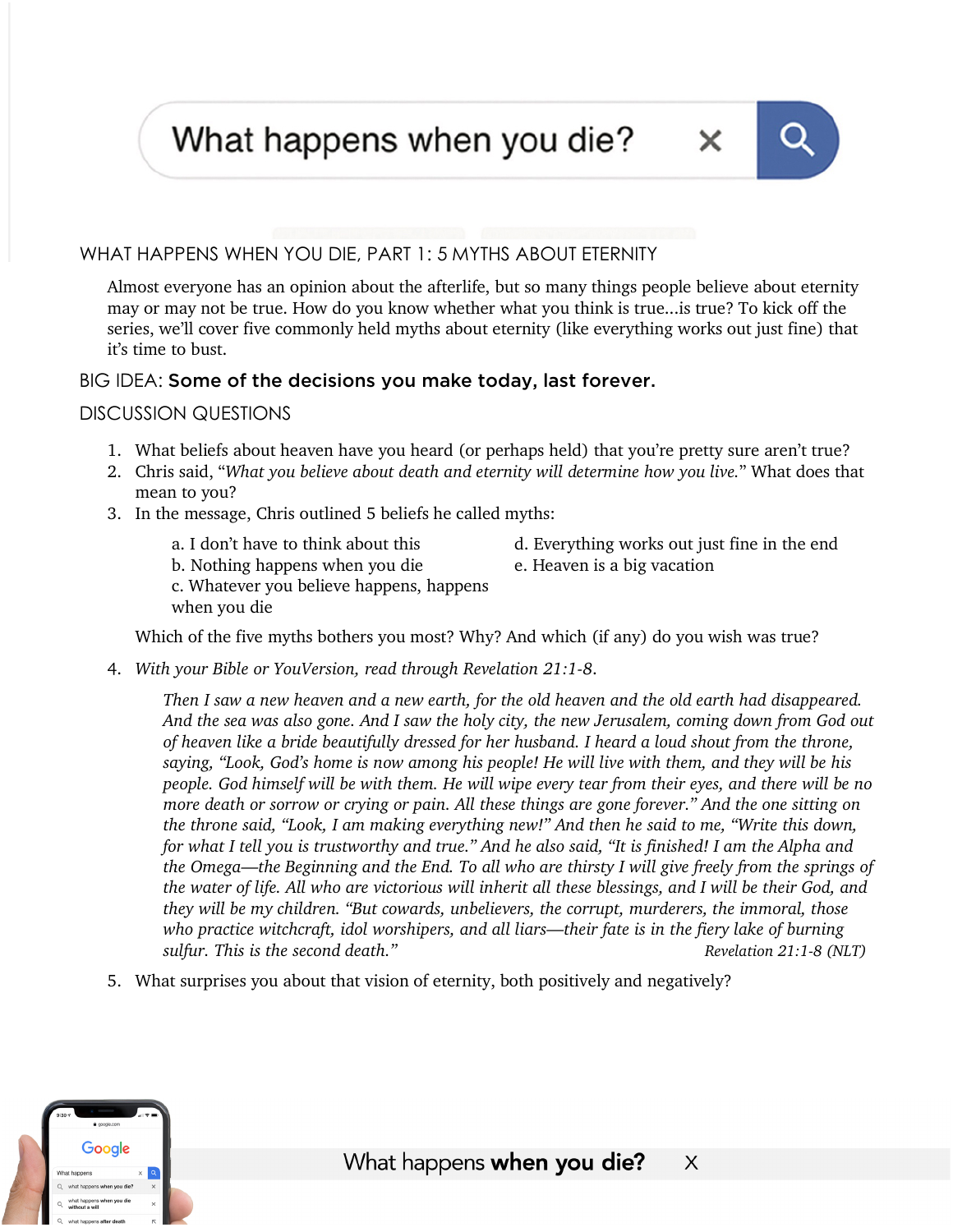What happens when you die?

## WHAT HAPPENS WHEN YOU DIE, PART 1: 5 MYTHS ABOUT ETERNITY

Almost everyone has an opinion about the afterlife, but so many things people believe about eternity may or may not be true. How do you know whether what you think is true...is true? To kick off the series, we'll cover five commonly held myths about eternity (like everything works out just fine) that it's time to bust.

BIG IDEA: **Some of the decisions you make today, last forever.**

## DISCUSSION QUESTIONS

1. What beliefs about heaven have you heard (or perhaps held) that you're pretty sure aren't true?
2. Chris said, "*What you believe about death and eternity will determine how you live.*" What does that mean to you?
3. In the message, Chris outlined 5 beliefs he called myths:

   a. I don't have to think about this
   b. Nothing happens when you die
   c. Whatever you believe happens, happens when you die
   d. Everything works out just fine in the end
   e. Heaven is a big vacation

   Which of the five myths bothers you most? Why? And which (if any) do you wish was true?

4. *With your Bible or YouVersion, read through Revelation 21:1-8.*

   *Then I saw a new heaven and a new earth, for the old heaven and the old earth had disappeared. And the sea was also gone. And I saw the holy city, the new Jerusalem, coming down from God out of heaven like a bride beautifully dressed for her husband. I heard a loud shout from the throne, saying, "Look, God's home is now among his people! He will live with them, and they will be his people. God himself will be with them. He will wipe every tear from their eyes, and there will be no more death or sorrow or crying or pain. All these things are gone forever." And the one sitting on the throne said, "Look, I am making everything new!" And then he said to me, "Write this down, for what I tell you is trustworthy and true." And he also said, "It is finished! I am the Alpha and the Omega—the Beginning and the End. To all who are thirsty I will give freely from the springs of the water of life. All who are victorious will inherit all these blessings, and I will be their God, and they will be my children. "But cowards, unbelievers, the corrupt, murderers, the immoral, those who practice witchcraft, idol worshipers, and all liars—their fate is in the fiery lake of burning sulfur. This is the second death."* *Revelation 21:1-8 (NLT)*

5. What surprises you about that vision of eternity, both positively and negatively?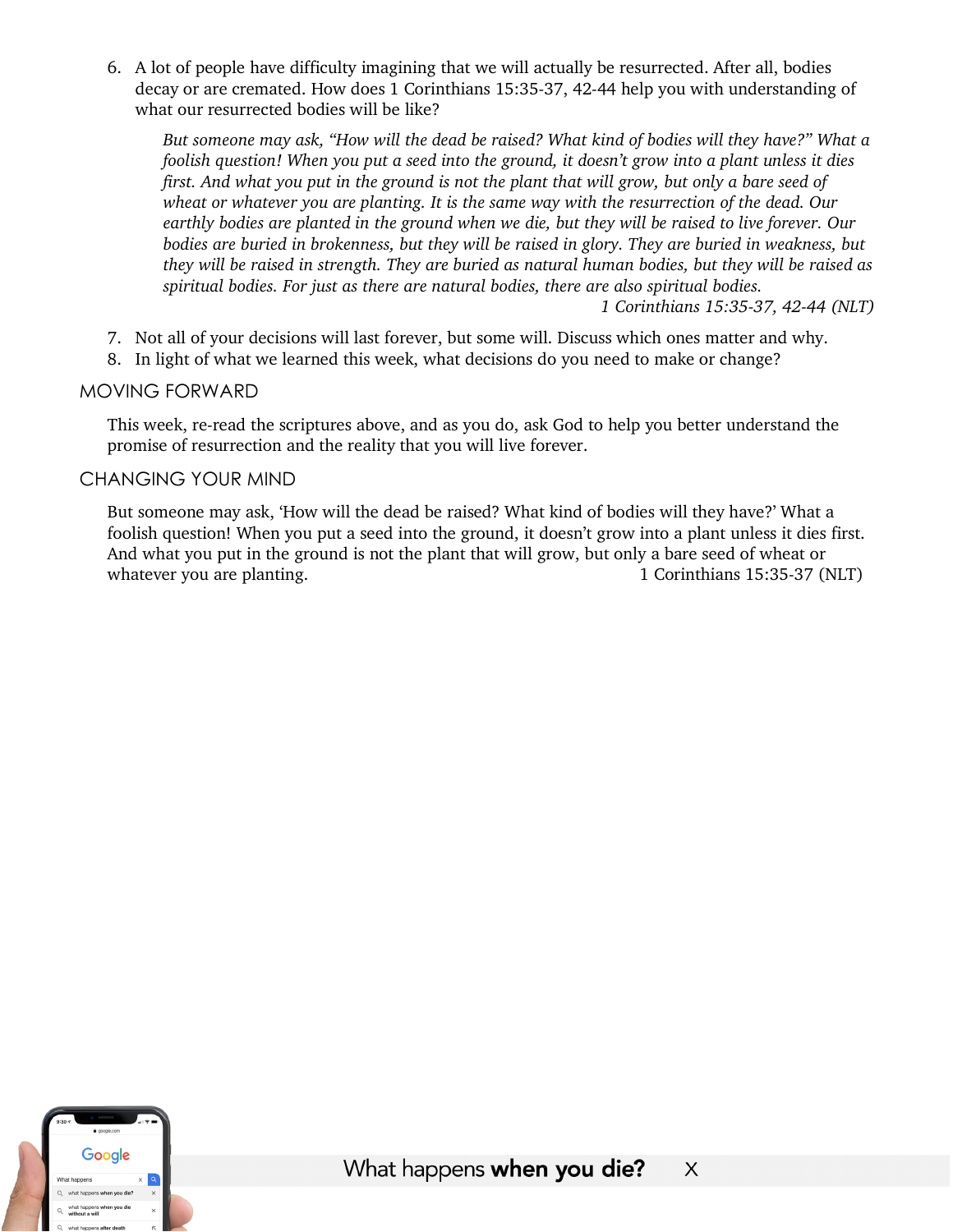6. A lot of people have difficulty imagining that we will actually be resurrected. After all, bodies decay or are cremated. How does 1 Corinthians 15:35-37, 42-44 help you with understanding of what our resurrected bodies will be like?

   > *But someone may ask, "How will the dead be raised? What kind of bodies will they have?" What a foolish question! When you put a seed into the ground, it doesn't grow into a plant unless it dies first. And what you put in the ground is not the plant that will grow, but only a bare seed of wheat or whatever you are planting. It is the same way with the resurrection of the dead. Our earthly bodies are planted in the ground when we die, but they will be raised to live forever. Our bodies are buried in brokenness, but they will be raised in glory. They are buried in weakness, but they will be raised in strength. They are buried as natural human bodies, but they will be raised as spiritual bodies. For just as there are natural bodies, there are also spiritual bodies.*
   >
   > *1 Corinthians 15:35-37, 42-44 (NLT)*

7. Not all of your decisions will last forever, but some will. Discuss which ones matter and why.
8. In light of what we learned this week, what decisions do you need to make or change?

## MOVING FORWARD

This week, re-read the scriptures above, and as you do, ask God to help you better understand the promise of resurrection and the reality that you will live forever.

## CHANGING YOUR MIND

But someone may ask, 'How will the dead be raised? What kind of bodies will they have?' What a foolish question! When you put a seed into the ground, it doesn't grow into a plant unless it dies first. And what you put in the ground is not the plant that will grow, but only a bare seed of wheat or whatever you are planting. 1 Corinthians 15:35-37 (NLT)

What happens **when you die?** X